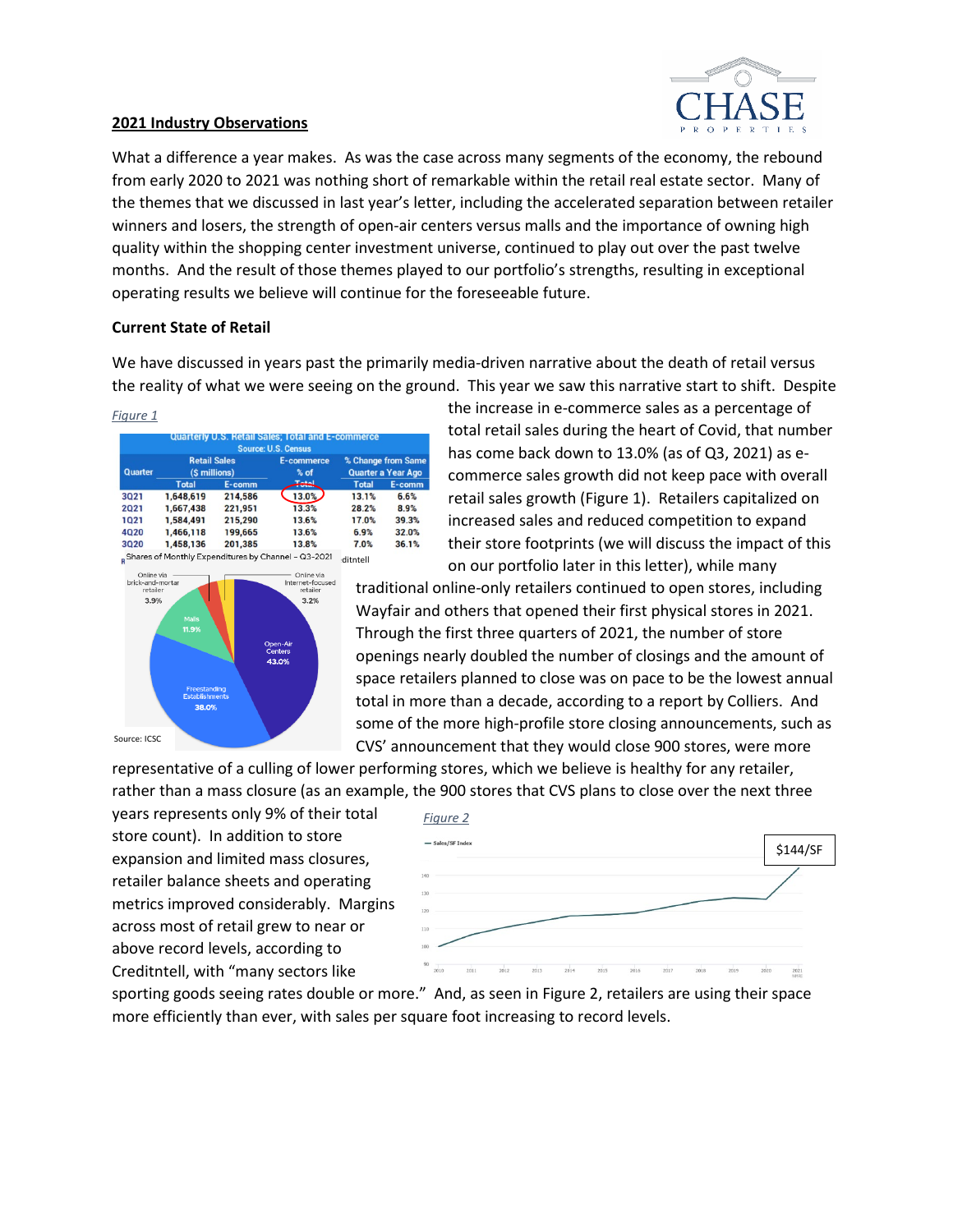## 2021 Industry Observations

What a difference a year makes. As was the case across many segments of the economy, the rebound from early 2020 to 2021 was nothing short of remarkable within the retail real estate sector. Many of the themes that we discussed in last year's letter, including the accelerated separation between retailer winners and losers, the strength of open-air centers versus malls and the importance of owning high quality within the shopping center investment universe, continued to play out over the past twelve months. And the result of those themes played to our portfolio's strengths, resulting in exceptional operating results we believe will continue for the foreseeable future.

### Current State of Retail

We have discussed in years past the primarily media-driven narrative about the death of retail versus the reality of what we were seeing on the ground. This year we saw this narrative start to shift. Despite the increase in e-commerce sales as a percentage of total retail sales during the heart of Covid, that number has come back down to 13.0% (as of Q3, 2021) as e-commerce sales growth did not keep pace with overall retail sales growth (Figure 1). Retailers capitalized on increased sales and reduced competition to expand their store footprints (we will discuss the impact of this on our portfolio later in this letter), while many traditional online-only retailers continued to open stores, including Wayfair and others that opened their first physical stores in 2021. Through the first three quarters of 2021, the number of store openings nearly doubled the number of closings and the amount of space retailers planned to close was on pace to be the lowest annual total in more than a decade, according to a report by Colliers. And some of the more high-profile store closing announcements, such as CVS' announcement that they would close 900 stores, were more representative of a culling of lower performing stores, which we believe is healthy for any retailer, rather than a mass closure (as an example, the 900 stores that CVS plans to close over the next three years represents only 9% of their total store count). In addition to store expansion and limited mass closures, retailer balance sheets and operating metrics improved considerably. Margins across most of retail grew to near or above record levels, according to Creditntell, with "many sectors like sporting goods seeing rates double or more." And, as seen in Figure 2, retailers are using their space more efficiently than ever, with sales per square foot increasing to record levels.

*Figure 1*

Quarterly U.S. Retail Sales; Total and E-commerce
Source: U.S. Census

| Quarter | Retail Sales ($ millions) | | E-commerce % of Total | % Change from Same Quarter a Year Ago | |
|---|---|---|---|---|---|
| | Total | E-comm | | Total | E-comm |
| 3Q21 | 1,648,619 | 214,586 | 13.0% | 13.1% | 6.6% |
| 2Q21 | 1,667,438 | 221,951 | 13.3% | 28.2% | 8.9% |
| 1Q21 | 1,584,491 | 215,290 | 13.6% | 17.0% | 39.3% |
| 4Q20 | 1,466,118 | 199,665 | 13.6% | 6.9% | 32.0% |
| 3Q20 | 1,458,136 | 201,385 | 13.8% | 7.0% | 36.1% |

Shares of Monthly Expenditures by Channel – Q3-2021

- Online via brick-and-mortar retailer: 3.9%
- Online via Internet-focused retailer: 3.2%
- Malls: 11.9%
- Open-Air Centers: 43.0%
- Freestanding Establishments: 38.0%

Source: ICSC

*Figure 2*

Sales/SF Index — $144/SF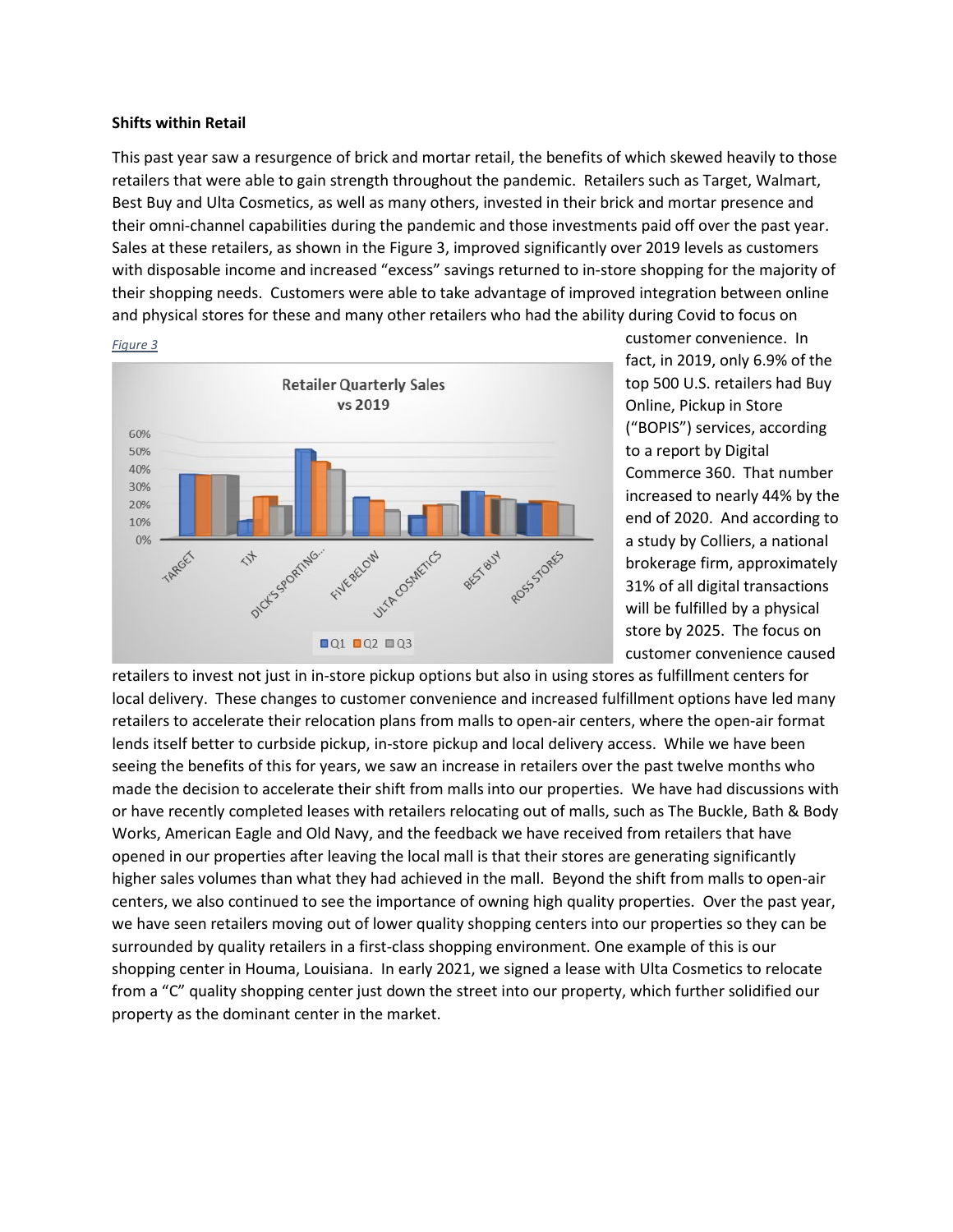**Shifts within Retail**

This past year saw a resurgence of brick and mortar retail, the benefits of which skewed heavily to those retailers that were able to gain strength throughout the pandemic. Retailers such as Target, Walmart, Best Buy and Ulta Cosmetics, as well as many others, invested in their brick and mortar presence and their omni-channel capabilities during the pandemic and those investments paid off over the past year. Sales at these retailers, as shown in the Figure 3, improved significantly over 2019 levels as customers with disposable income and increased "excess" savings returned to in-store shopping for the majority of their shopping needs. Customers were able to take advantage of improved integration between online and physical stores for these and many other retailers who had the ability during Covid to focus on customer convenience. In fact, in 2019, only 6.9% of the top 500 U.S. retailers had Buy Online, Pickup in Store ("BOPIS") services, according to a report by Digital Commerce 360. That number increased to nearly 44% by the end of 2020. And according to a study by Colliers, a national brokerage firm, approximately 31% of all digital transactions will be fulfilled by a physical store by 2025. The focus on customer convenience caused retailers to invest not just in in-store pickup options but also in using stores as fulfillment centers for local delivery. These changes to customer convenience and increased fulfillment options have led many retailers to accelerate their relocation plans from malls to open-air centers, where the open-air format lends itself better to curbside pickup, in-store pickup and local delivery access. While we have been seeing the benefits of this for years, we saw an increase in retailers over the past twelve months who made the decision to accelerate their shift from malls into our properties. We have had discussions with or have recently completed leases with retailers relocating out of malls, such as The Buckle, Bath & Body Works, American Eagle and Old Navy, and the feedback we have received from retailers that have opened in our properties after leaving the local mall is that their stores are generating significantly higher sales volumes than what they had achieved in the mall. Beyond the shift from malls to open-air centers, we also continued to see the importance of owning high quality properties. Over the past year, we have seen retailers moving out of lower quality shopping centers into our properties so they can be surrounded by quality retailers in a first-class shopping environment. One example of this is our shopping center in Houma, Louisiana. In early 2021, we signed a lease with Ulta Cosmetics to relocate from a "C" quality shopping center just down the street into our property, which further solidified our property as the dominant center in the market.

*Figure 3*

**Retailer Quarterly Sales vs 2019**

(Chart categories: TARGET, TJX, DICK'S SPORTING..., FIVE BELOW, ULTA COSMETICS, BEST BUY, ROSS STORES; Series: Q1, Q2, Q3; Axis: 0%–60%)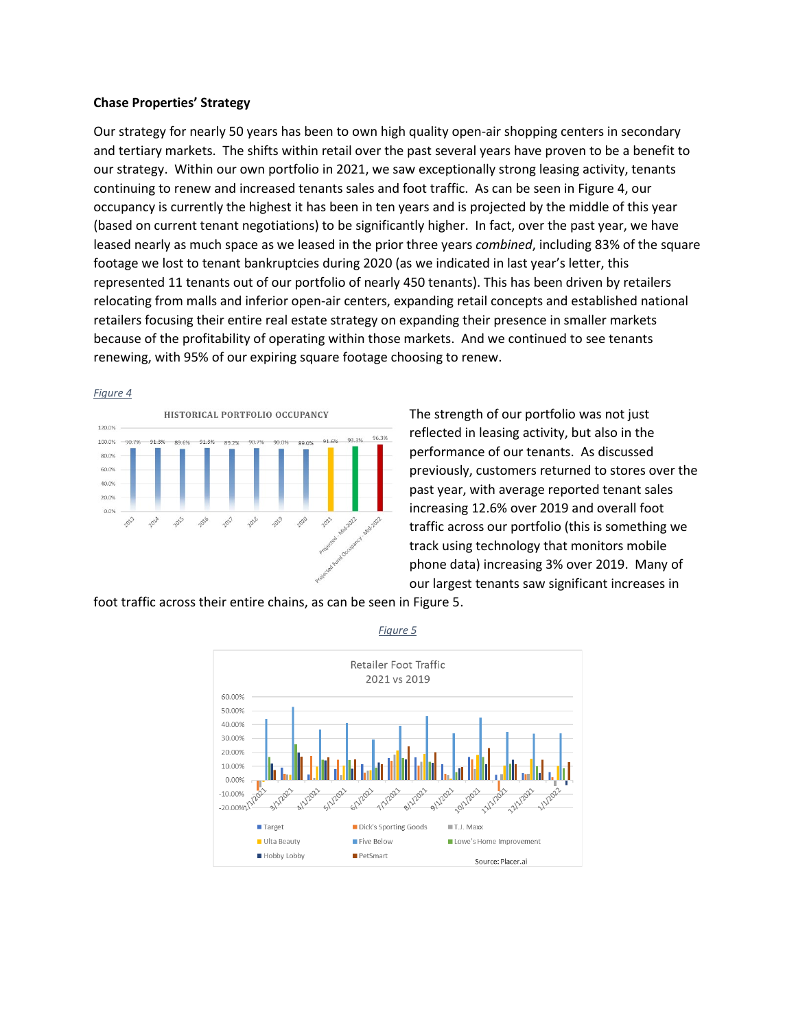**Chase Properties' Strategy**

Our strategy for nearly 50 years has been to own high quality open-air shopping centers in secondary and tertiary markets. The shifts within retail over the past several years have proven to be a benefit to our strategy. Within our own portfolio in 2021, we saw exceptionally strong leasing activity, tenants continuing to renew and increased tenants sales and foot traffic. As can be seen in Figure 4, our occupancy is currently the highest it has been in ten years and is projected by the middle of this year (based on current tenant negotiations) to be significantly higher. In fact, over the past year, we have leased nearly as much space as we leased in the prior three years *combined*, including 83% of the square footage we lost to tenant bankruptcies during 2020 (as we indicated in last year's letter, this represented 11 tenants out of our portfolio of nearly 450 tenants). This has been driven by retailers relocating from malls and inferior open-air centers, expanding retail concepts and established national retailers focusing their entire real estate strategy on expanding their presence in smaller markets because of the profitability of operating within those markets. And we continued to see tenants renewing, with 95% of our expiring square footage choosing to renew.

*Figure 4*

The strength of our portfolio was not just reflected in leasing activity, but also in the performance of our tenants. As discussed previously, customers returned to stores over the past year, with average reported tenant sales increasing 12.6% over 2019 and overall foot traffic across our portfolio (this is something we track using technology that monitors mobile phone data) increasing 3% over 2019. Many of our largest tenants saw significant increases in foot traffic across their entire chains, as can be seen in Figure 5.

*Figure 5*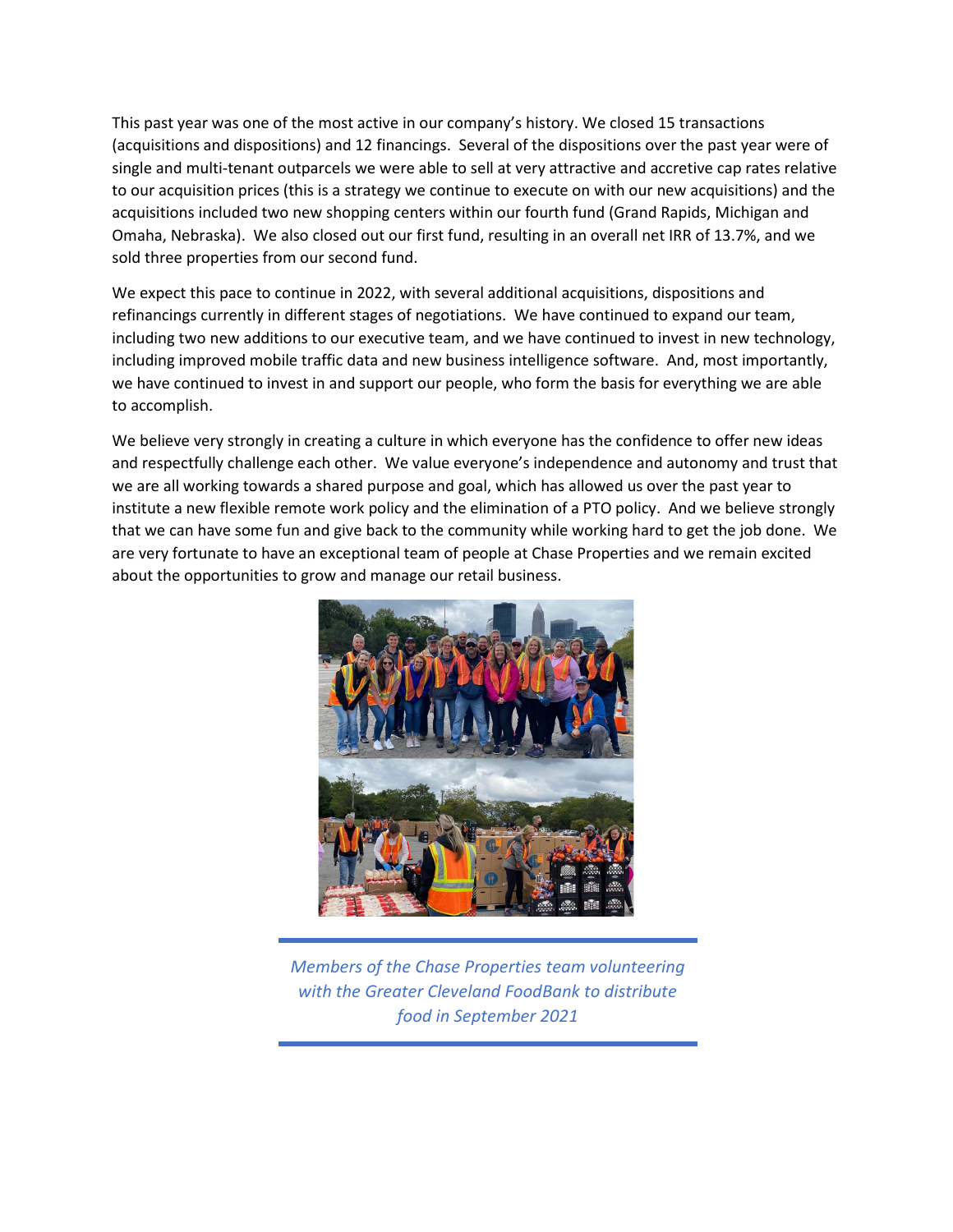This past year was one of the most active in our company's history. We closed 15 transactions (acquisitions and dispositions) and 12 financings. Several of the dispositions over the past year were of single and multi-tenant outparcels we were able to sell at very attractive and accretive cap rates relative to our acquisition prices (this is a strategy we continue to execute on with our new acquisitions) and the acquisitions included two new shopping centers within our fourth fund (Grand Rapids, Michigan and Omaha, Nebraska). We also closed out our first fund, resulting in an overall net IRR of 13.7%, and we sold three properties from our second fund.

We expect this pace to continue in 2022, with several additional acquisitions, dispositions and refinancings currently in different stages of negotiations. We have continued to expand our team, including two new additions to our executive team, and we have continued to invest in new technology, including improved mobile traffic data and new business intelligence software. And, most importantly, we have continued to invest in and support our people, who form the basis for everything we are able to accomplish.

We believe very strongly in creating a culture in which everyone has the confidence to offer new ideas and respectfully challenge each other. We value everyone's independence and autonomy and trust that we are all working towards a shared purpose and goal, which has allowed us over the past year to institute a new flexible remote work policy and the elimination of a PTO policy. And we believe strongly that we can have some fun and give back to the community while working hard to get the job done. We are very fortunate to have an exceptional team of people at Chase Properties and we remain excited about the opportunities to grow and manage our retail business.

*Members of the Chase Properties team volunteering with the Greater Cleveland FoodBank to distribute food in September 2021*